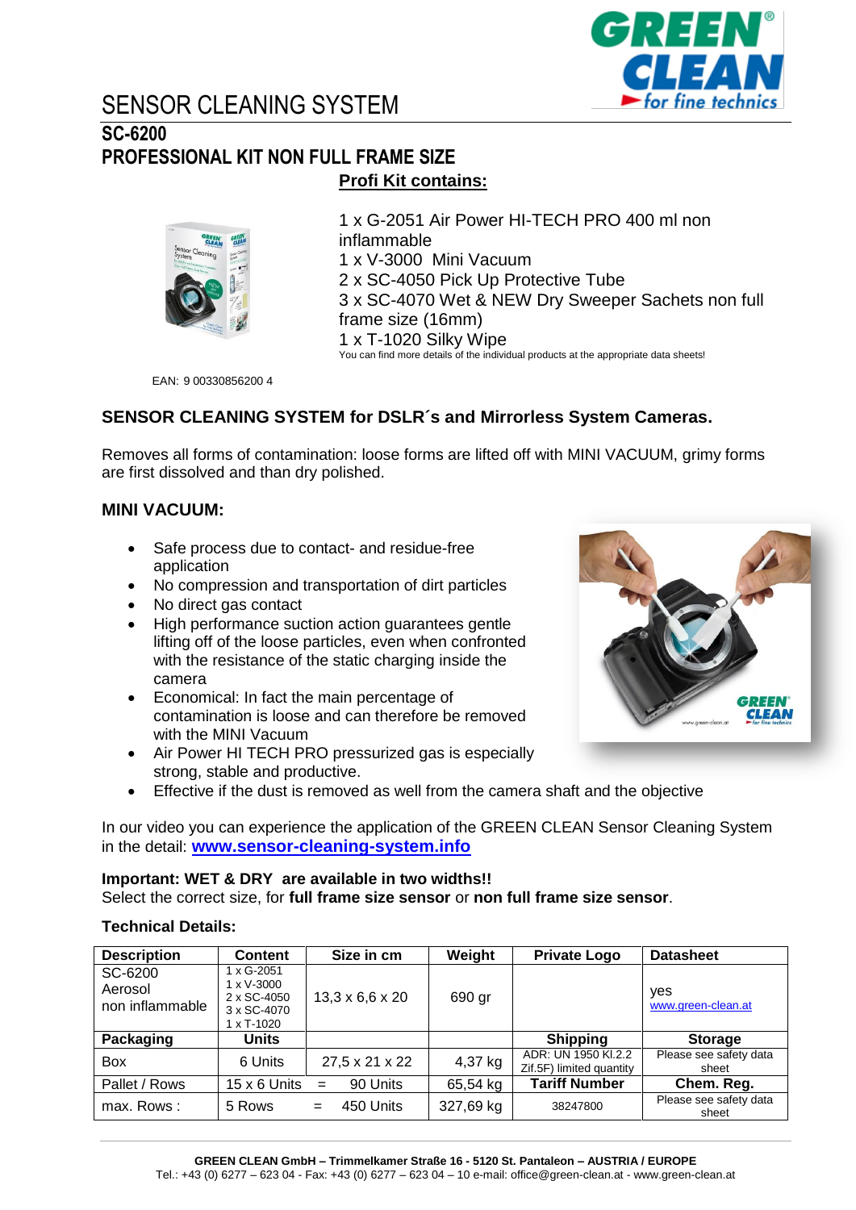# SENSOR CLEANING SYSTEM

## SC-6200

## PROFESSIONAL KIT NON FULL FRAME SIZE

**Profi Kit contains:**

1 x G-2051 Air Power HI-TECH PRO 400 ml non inflammable
1 x V-3000 Mini Vacuum
2 x SC-4050 Pick Up Protective Tube
3 x SC-4070 Wet & NEW Dry Sweeper Sachets non full frame size (16mm)
1 x T-1020 Silky Wipe
You can find more details of the individual products at the appropriate data sheets!

EAN: 9 00330856200 4

### SENSOR CLEANING SYSTEM for DSLR´s and Mirrorless System Cameras.

Removes all forms of contamination: loose forms are lifted off with MINI VACUUM, grimy forms are first dissolved and than dry polished.

### MINI VACUUM:

- Safe process due to contact- and residue-free application
- No compression and transportation of dirt particles
- No direct gas contact
- High performance suction action guarantees gentle lifting off of the loose particles, even when confronted with the resistance of the static charging inside the camera
- Economical: In fact the main percentage of contamination is loose and can therefore be removed with the MINI Vacuum
- Air Power HI TECH PRO pressurized gas is especially strong, stable and productive.
- Effective if the dust is removed as well from the camera shaft and the objective

In our video you can experience the application of the GREEN CLEAN Sensor Cleaning System in the detail: **www.sensor-cleaning-system.info**

**Important: WET & DRY are available in two widths!!**
Select the correct size, for **full frame size sensor** or **non full frame size sensor**.

**Technical Details:**

| **Description** | **Content** | **Size in cm** | **Weight** | **Private Logo** | **Datasheet** |
|---|---|---|---|---|---|
| SC-6200 Aerosol non inflammable | 1 x G-2051 1 x V-3000 2 x SC-4050 3 x SC-4070 1 x T-1020 | 13,3 x 6,6 x 20 | 690 gr | | yes www.green-clean.at |
| **Packaging** | **Units** | | | **Shipping** | **Storage** |
| Box | 6 Units | 27,5 x 21 x 22 | 4,37 kg | ADR: UN 1950 Kl.2.2 Zif.5F) limited quantity | Please see safety data sheet |
| Pallet / Rows | 15 x 6 Units | = 90 Units | 65,54 kg | **Tariff Number** | **Chem. Reg.** |
| max. Rows : | 5 Rows | = 450 Units | 327,69 kg | 38247800 | Please see safety data sheet |

**GREEN CLEAN GmbH – Trimmelkamer Straße 16 - 5120 St. Pantaleon – AUSTRIA / EUROPE**
Tel.: +43 (0) 6277 – 623 04 - Fax: +43 (0) 6277 – 623 04 – 10 e-mail: office@green-clean.at - www.green-clean.at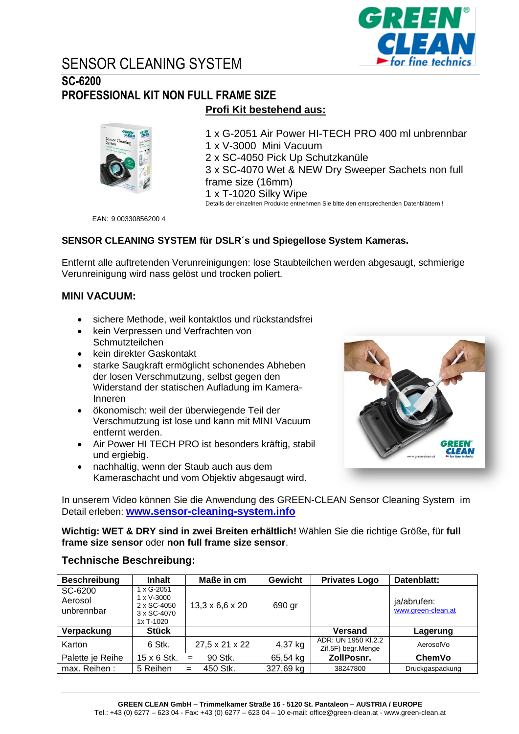# SENSOR CLEANING SYSTEM

## SC-6200

## PROFESSIONAL KIT NON FULL FRAME SIZE

**Profi Kit bestehend aus:**

1 x G-2051 Air Power HI-TECH PRO 400 ml unbrennbar
1 x V-3000 Mini Vacuum
2 x SC-4050 Pick Up Schutzkanüle
3 x SC-4070 Wet & NEW Dry Sweeper Sachets non full frame size (16mm)
1 x T-1020 Silky Wipe

Details der einzelnen Produkte entnehmen Sie bitte den entsprechenden Datenblättern !

EAN: 9 00330856200 4

**SENSOR CLEANING SYSTEM für DSLR´s und Spiegellose System Kameras.**

Entfernt alle auftretenden Verunreinigungen: lose Staubteilchen werden abgesaugt, schmierige Verunreinigung wird nass gelöst und trocken poliert.

### MINI VACUUM:

- sichere Methode, weil kontaktlos und rückstandsfrei
- kein Verpressen und Verfrachten von Schmutzteilchen
- kein direkter Gaskontakt
- starke Saugkraft ermöglicht schonendes Abheben der losen Verschmutzung, selbst gegen den Widerstand der statischen Aufladung im Kamera-Inneren
- ökonomisch: weil der überwiegende Teil der Verschmutzung ist lose und kann mit MINI Vacuum entfernt werden.
- Air Power HI TECH PRO ist besonders kräftig, stabil und ergiebig.
- nachhaltig, wenn der Staub auch aus dem Kameraschacht und vom Objektiv abgesaugt wird.

In unserem Video können Sie die Anwendung des GREEN-CLEAN Sensor Cleaning System im Detail erleben: **www.sensor-cleaning-system.info**

**Wichtig: WET & DRY sind in zwei Breiten erhältlich!** Wählen Sie die richtige Größe, für **full frame size sensor** oder **non full frame size sensor**.

### Technische Beschreibung:

| Beschreibung | Inhalt | Maße in cm | Gewicht | Privates Logo | Datenblatt: |
|---|---|---|---|---|---|
| SC-6200 Aerosol unbrennbar | 1 x G-2051 1 x V-3000 2 x SC-4050 3 x SC-4070 1x T-1020 | 13,3 x 6,6 x 20 | 690 gr | | ja/abrufen: www.green-clean.at |
| **Verpackung** | **Stück** | | | **Versand** | **Lagerung** |
| Karton | 6 Stk. | 27,5 x 21 x 22 | 4,37 kg | ADR: UN 1950 Kl.2.2 Zif.5F) begr.Menge | AerosolVo |
| Palette je Reihe | 15 x 6 Stk. = 90 Stk. | | 65,54 kg | **ZollPosnr.** | **ChemVo** |
| max. Reihen : | 5 Reihen = 450 Stk. | | 327,69 kg | 38247800 | Druckgaspackung |

**GREEN CLEAN GmbH – Trimmelkamer Straße 16 - 5120 St. Pantaleon – AUSTRIA / EUROPE**
Tel.: +43 (0) 6277 – 623 04 - Fax: +43 (0) 6277 – 623 04 – 10 e-mail: office@green-clean.at - www.green-clean.at